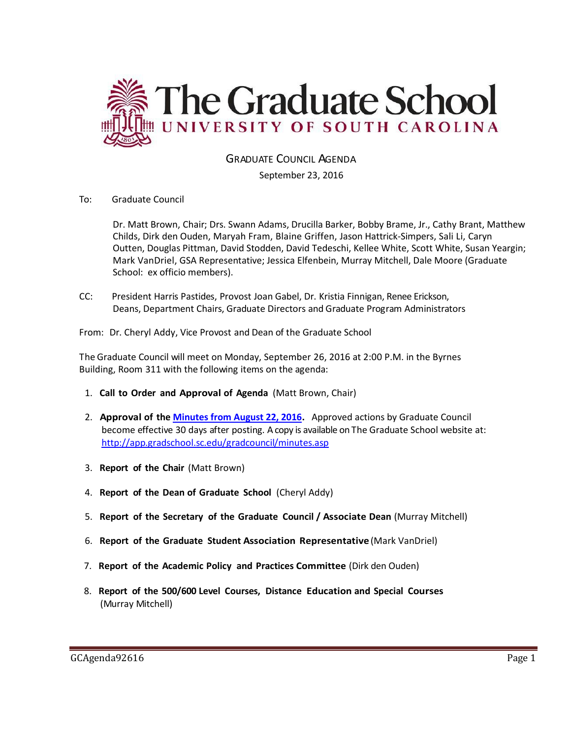# The Graduate School

## UNIVERSITY OF SOUTH CAROLINA

GRADUATE COUNCIL AGENDA

September 23, 2016

To: Graduate Council

Dr. Matt Brown, Chair; Drs. Swann Adams, Drucilla Barker, Bobby Brame, Jr., Cathy Brant, Matthew Childs, Dirk den Ouden, Maryah Fram, Blaine Griffen, Jason Hattrick-Simpers, Sali Li, Caryn Outten, Douglas Pittman, David Stodden, David Tedeschi, Kellee White, Scott White, Susan Yeargin; Mark VanDriel, GSA Representative; Jessica Elfenbein, Murray Mitchell, Dale Moore (Graduate School: ex officio members).

CC: President Harris Pastides, Provost Joan Gabel, Dr. Kristia Finnigan, Renee Erickson, Deans, Department Chairs, Graduate Directors and Graduate Program Administrators

From: Dr. Cheryl Addy, Vice Provost and Dean of the Graduate School

The Graduate Council will meet on Monday, September 26, 2016 at 2:00 P.M. in the Byrnes Building, Room 311 with the following items on the agenda:

1. **Call to Order and Approval of Agenda** (Matt Brown, Chair)

2. **Approval of the [Minutes from August 22, 2016](http://app.gradschool.sc.edu/gradcouncil/minutes.asp).** Approved actions by Graduate Council become effective 30 days after posting. A copy is available on The Graduate School website at: http://app.gradschool.sc.edu/gradcouncil/minutes.asp

3. **Report of the Chair** (Matt Brown)

4. **Report of the Dean of Graduate School** (Cheryl Addy)

5. **Report of the Secretary of the Graduate Council / Associate Dean** (Murray Mitchell)

6. **Report of the Graduate Student Association Representative** (Mark VanDriel)

7. **Report of the Academic Policy and Practices Committee** (Dirk den Ouden)

8. **Report of the 500/600 Level Courses, Distance Education and Special Courses** (Murray Mitchell)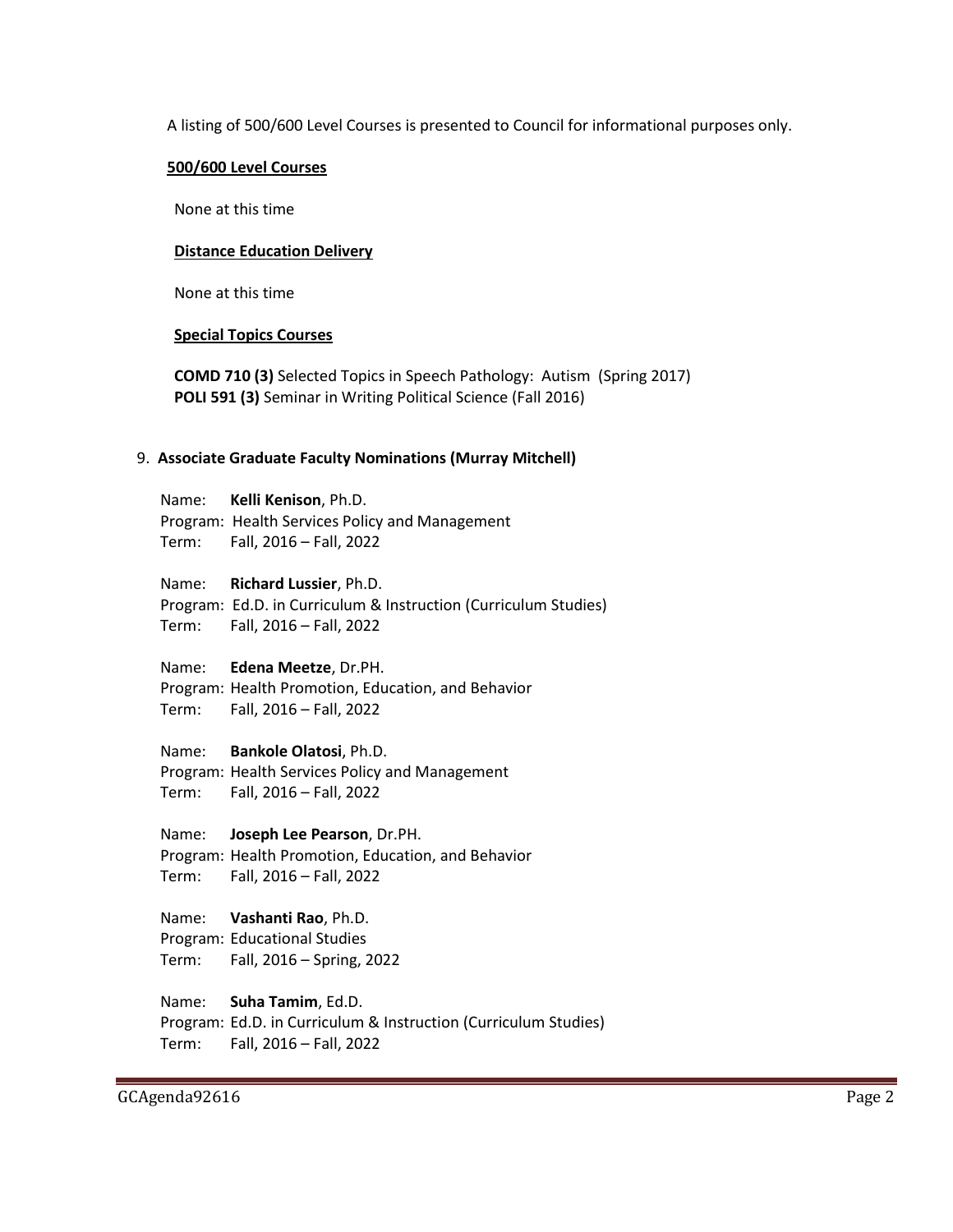A listing of 500/600 Level Courses is presented to Council for informational purposes only.

**500/600 Level Courses**

None at this time

**Distance Education Delivery**

None at this time

**Special Topics Courses**

**COMD 710 (3)** Selected Topics in Speech Pathology: Autism (Spring 2017)
**POLI 591 (3)** Seminar in Writing Political Science (Fall 2016)

9. **Associate Graduate Faculty Nominations (Murray Mitchell)**

Name: **Kelli Kenison**, Ph.D.
Program: Health Services Policy and Management
Term: Fall, 2016 – Fall, 2022

Name: **Richard Lussier**, Ph.D.
Program: Ed.D. in Curriculum & Instruction (Curriculum Studies)
Term: Fall, 2016 – Fall, 2022

Name: **Edena Meetze**, Dr.PH.
Program: Health Promotion, Education, and Behavior
Term: Fall, 2016 – Fall, 2022

Name: **Bankole Olatosi**, Ph.D.
Program: Health Services Policy and Management
Term: Fall, 2016 – Fall, 2022

Name: **Joseph Lee Pearson**, Dr.PH.
Program: Health Promotion, Education, and Behavior
Term: Fall, 2016 – Fall, 2022

Name: **Vashanti Rao**, Ph.D.
Program: Educational Studies
Term: Fall, 2016 – Spring, 2022

Name: **Suha Tamim**, Ed.D.
Program: Ed.D. in Curriculum & Instruction (Curriculum Studies)
Term: Fall, 2016 – Fall, 2022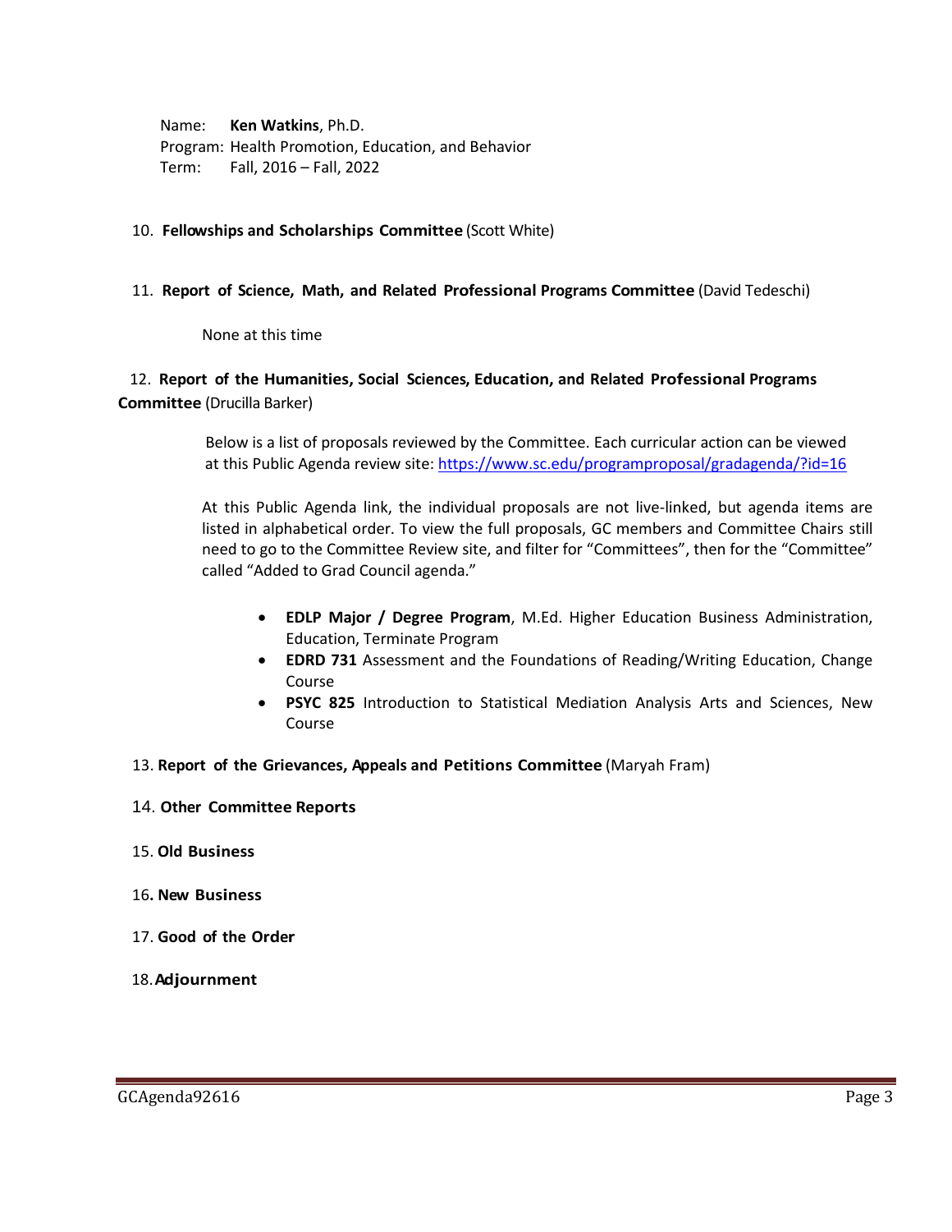Name: **Ken Watkins**, Ph.D.
Program: Health Promotion, Education, and Behavior
Term: Fall, 2016 – Fall, 2022

10. **Fellowships and Scholarships Committee** (Scott White)

11. **Report of Science, Math, and Related Professional Programs Committee** (David Tedeschi)

    None at this time

12. **Report of the Humanities, Social Sciences, Education, and Related Professional Programs Committee** (Drucilla Barker)

    Below is a list of proposals reviewed by the Committee. Each curricular action can be viewed at this Public Agenda review site: https://www.sc.edu/programproposal/gradagenda/?id=16

    At this Public Agenda link, the individual proposals are not live-linked, but agenda items are listed in alphabetical order. To view the full proposals, GC members and Committee Chairs still need to go to the Committee Review site, and filter for "Committees", then for the "Committee" called "Added to Grad Council agenda."

    - **EDLP Major / Degree Program**, M.Ed. Higher Education Business Administration, Education, Terminate Program
    - **EDRD 731** Assessment and the Foundations of Reading/Writing Education, Change Course
    - **PSYC 825** Introduction to Statistical Mediation Analysis Arts and Sciences, New Course

13. **Report of the Grievances, Appeals and Petitions Committee** (Maryah Fram)

14. **Other Committee Reports**

15. **Old Business**

16. **New Business**

17. **Good of the Order**

18. **Adjournment**